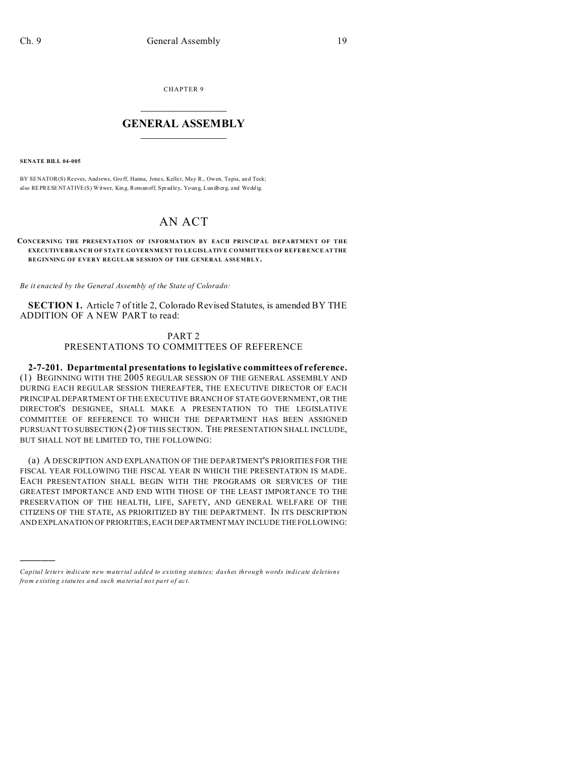CHAPTER 9

# GENERAL ASSEMBLY

**SENATE BILL 04-005**

BY SENATOR(S) Reeves, Andrews, Groff, Hanna, Jones, Keller, May R., Owen, Tapia, and Teck;
also REPRESENTATIVE(S) Witwer, King, Romanoff, Spradley, Young, Lundberg, and Weddig.

# AN ACT

**CONCERNING THE PRESENTATION OF INFORMATION BY EACH PRINCIPAL DEPARTMENT OF THE EXECUTIVE BRANCH OF STATE GOVERNMENT TO LEGISLATIVE COMMITTEES OF REFERENCE AT THE BEGINNING OF EVERY REGULAR SESSION OF THE GENERAL ASSEMBLY.**

*Be it enacted by the General Assembly of the State of Colorado:*

**SECTION 1.** Article 7 of title 2, Colorado Revised Statutes, is amended BY THE ADDITION OF A NEW PART to read:

PART 2
PRESENTATIONS TO COMMITTEES OF REFERENCE

**2-7-201. Departmental presentations to legislative committees of reference.** (1) BEGINNING WITH THE 2005 REGULAR SESSION OF THE GENERAL ASSEMBLY AND DURING EACH REGULAR SESSION THEREAFTER, THE EXECUTIVE DIRECTOR OF EACH PRINCIPAL DEPARTMENT OF THE EXECUTIVE BRANCH OF STATE GOVERNMENT, OR THE DIRECTOR'S DESIGNEE, SHALL MAKE A PRESENTATION TO THE LEGISLATIVE COMMITTEE OF REFERENCE TO WHICH THE DEPARTMENT HAS BEEN ASSIGNED PURSUANT TO SUBSECTION (2) OF THIS SECTION. THE PRESENTATION SHALL INCLUDE, BUT SHALL NOT BE LIMITED TO, THE FOLLOWING:

(a) A DESCRIPTION AND EXPLANATION OF THE DEPARTMENT'S PRIORITIES FOR THE FISCAL YEAR FOLLOWING THE FISCAL YEAR IN WHICH THE PRESENTATION IS MADE. EACH PRESENTATION SHALL BEGIN WITH THE PROGRAMS OR SERVICES OF THE GREATEST IMPORTANCE AND END WITH THOSE OF THE LEAST IMPORTANCE TO THE PRESERVATION OF THE HEALTH, LIFE, SAFETY, AND GENERAL WELFARE OF THE CITIZENS OF THE STATE, AS PRIORITIZED BY THE DEPARTMENT. IN ITS DESCRIPTION AND EXPLANATION OF PRIORITIES, EACH DEPARTMENT MAY INCLUDE THE FOLLOWING:

---

*Capital letters indicate new material added to existing statutes; dashes through words indicate deletions from existing statutes and such material not part of act.*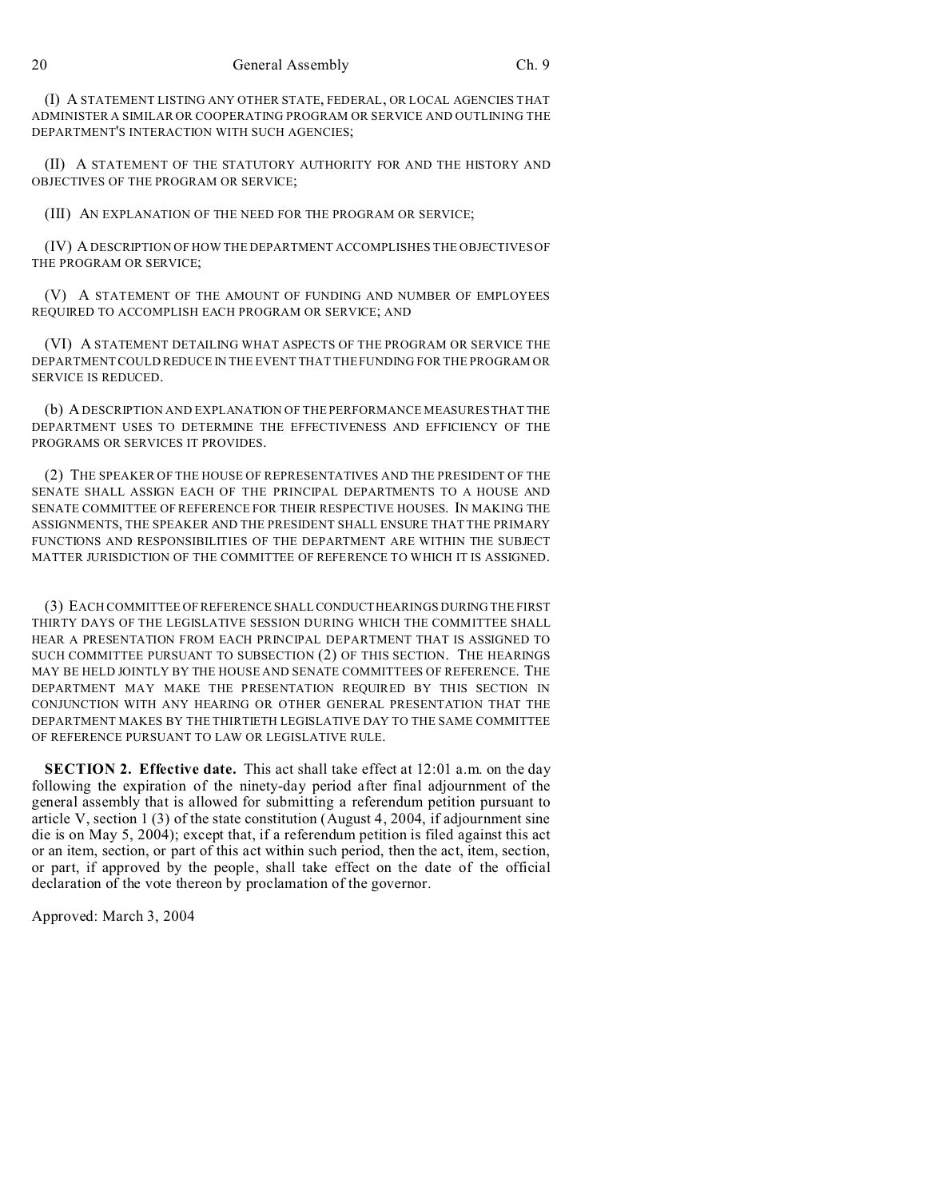(I) A STATEMENT LISTING ANY OTHER STATE, FEDERAL, OR LOCAL AGENCIES THAT ADMINISTER A SIMILAR OR COOPERATING PROGRAM OR SERVICE AND OUTLINING THE DEPARTMENT'S INTERACTION WITH SUCH AGENCIES;

(II) A STATEMENT OF THE STATUTORY AUTHORITY FOR AND THE HISTORY AND OBJECTIVES OF THE PROGRAM OR SERVICE;

(III) AN EXPLANATION OF THE NEED FOR THE PROGRAM OR SERVICE;

(IV) A DESCRIPTION OF HOW THE DEPARTMENT ACCOMPLISHES THE OBJECTIVES OF THE PROGRAM OR SERVICE;

(V) A STATEMENT OF THE AMOUNT OF FUNDING AND NUMBER OF EMPLOYEES REQUIRED TO ACCOMPLISH EACH PROGRAM OR SERVICE; AND

(VI) A STATEMENT DETAILING WHAT ASPECTS OF THE PROGRAM OR SERVICE THE DEPARTMENT COULD REDUCE IN THE EVENT THAT THE FUNDING FOR THE PROGRAM OR SERVICE IS REDUCED.

(b) A DESCRIPTION AND EXPLANATION OF THE PERFORMANCE MEASURES THAT THE DEPARTMENT USES TO DETERMINE THE EFFECTIVENESS AND EFFICIENCY OF THE PROGRAMS OR SERVICES IT PROVIDES.

(2) THE SPEAKER OF THE HOUSE OF REPRESENTATIVES AND THE PRESIDENT OF THE SENATE SHALL ASSIGN EACH OF THE PRINCIPAL DEPARTMENTS TO A HOUSE AND SENATE COMMITTEE OF REFERENCE FOR THEIR RESPECTIVE HOUSES. IN MAKING THE ASSIGNMENTS, THE SPEAKER AND THE PRESIDENT SHALL ENSURE THAT THE PRIMARY FUNCTIONS AND RESPONSIBILITIES OF THE DEPARTMENT ARE WITHIN THE SUBJECT MATTER JURISDICTION OF THE COMMITTEE OF REFERENCE TO WHICH IT IS ASSIGNED.

(3) EACH COMMITTEE OF REFERENCE SHALL CONDUCT HEARINGS DURING THE FIRST THIRTY DAYS OF THE LEGISLATIVE SESSION DURING WHICH THE COMMITTEE SHALL HEAR A PRESENTATION FROM EACH PRINCIPAL DEPARTMENT THAT IS ASSIGNED TO SUCH COMMITTEE PURSUANT TO SUBSECTION (2) OF THIS SECTION. THE HEARINGS MAY BE HELD JOINTLY BY THE HOUSE AND SENATE COMMITTEES OF REFERENCE. THE DEPARTMENT MAY MAKE THE PRESENTATION REQUIRED BY THIS SECTION IN CONJUNCTION WITH ANY HEARING OR OTHER GENERAL PRESENTATION THAT THE DEPARTMENT MAKES BY THE THIRTIETH LEGISLATIVE DAY TO THE SAME COMMITTEE OF REFERENCE PURSUANT TO LAW OR LEGISLATIVE RULE.

**SECTION 2. Effective date.** This act shall take effect at 12:01 a.m. on the day following the expiration of the ninety-day period after final adjournment of the general assembly that is allowed for submitting a referendum petition pursuant to article V, section 1 (3) of the state constitution (August 4, 2004, if adjournment sine die is on May 5, 2004); except that, if a referendum petition is filed against this act or an item, section, or part of this act within such period, then the act, item, section, or part, if approved by the people, shall take effect on the date of the official declaration of the vote thereon by proclamation of the governor.

Approved: March 3, 2004